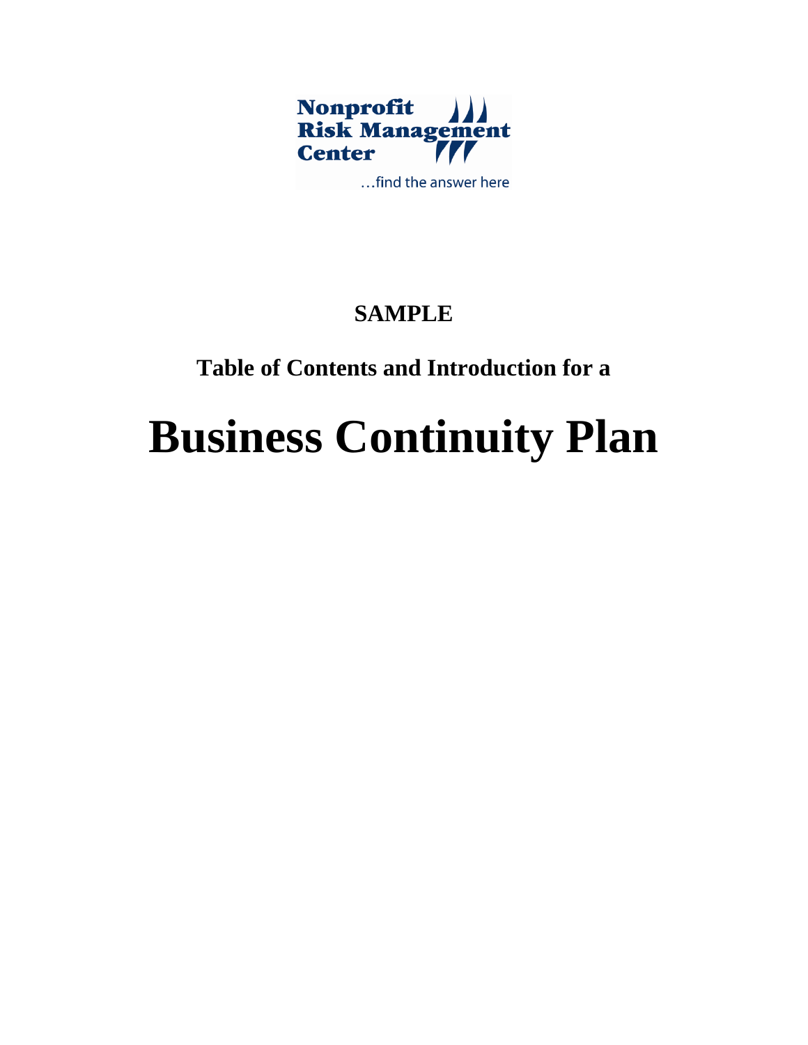Nonprofit Risk Management Center

…find the answer here

## SAMPLE

### Table of Contents and Introduction for a

# Business Continuity Plan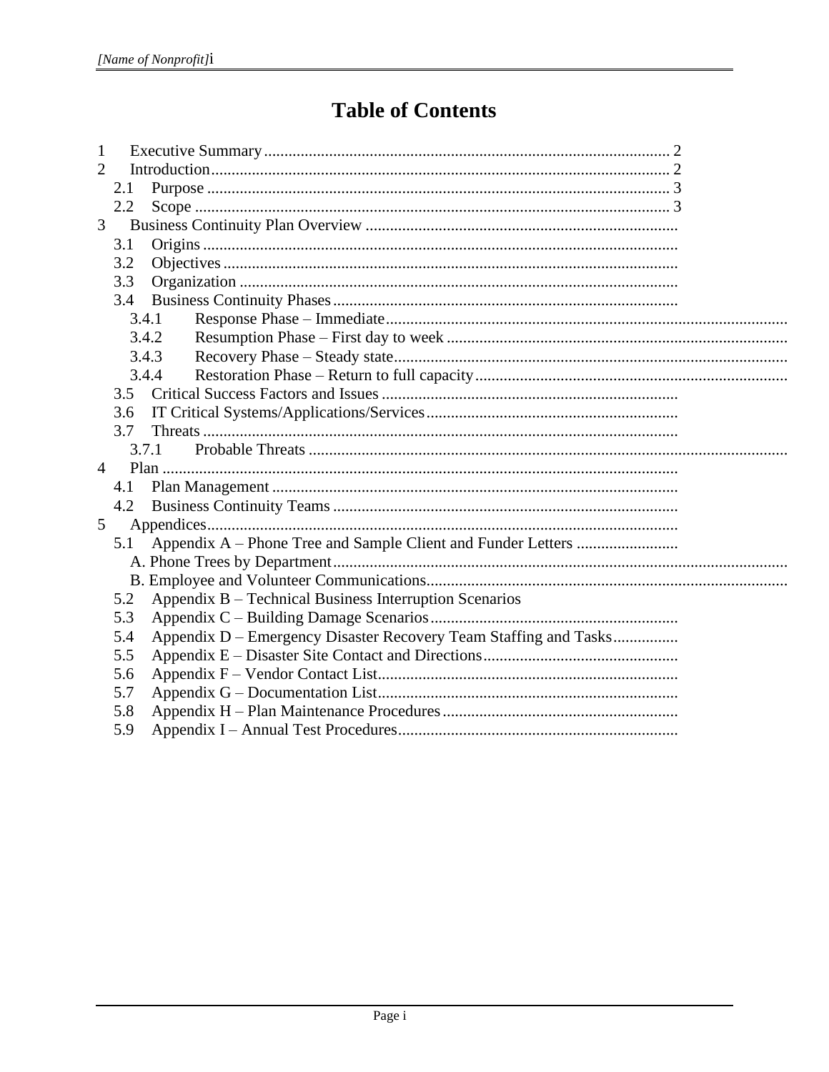# Table of Contents

1 Executive Summary .......... 2
2 Introduction .......... 2
  2.1 Purpose .......... 3
  2.2 Scope .......... 3
3 Business Continuity Plan Overview ..........
  3.1 Origins ..........
  3.2 Objectives ..........
  3.3 Organization ..........
  3.4 Business Continuity Phases ..........
    3.4.1 Response Phase – Immediate ..........
    3.4.2 Resumption Phase – First day to week ..........
    3.4.3 Recovery Phase – Steady state ..........
    3.4.4 Restoration Phase – Return to full capacity ..........
  3.5 Critical Success Factors and Issues ..........
  3.6 IT Critical Systems/Applications/Services ..........
  3.7 Threats ..........
    3.7.1 Probable Threats ..........
4 Plan ..........
  4.1 Plan Management ..........
  4.2 Business Continuity Teams ..........
5 Appendices ..........
  5.1 Appendix A – Phone Tree and Sample Client and Funder Letters ..........
    A. Phone Trees by Department ..........
    B. Employee and Volunteer Communications ..........
  5.2 Appendix B – Technical Business Interruption Scenarios
  5.3 Appendix C – Building Damage Scenarios ..........
  5.4 Appendix D – Emergency Disaster Recovery Team Staffing and Tasks ..........
  5.5 Appendix E – Disaster Site Contact and Directions ..........
  5.6 Appendix F – Vendor Contact List ..........
  5.7 Appendix G – Documentation List ..........
  5.8 Appendix H – Plan Maintenance Procedures ..........
  5.9 Appendix I – Annual Test Procedures ..........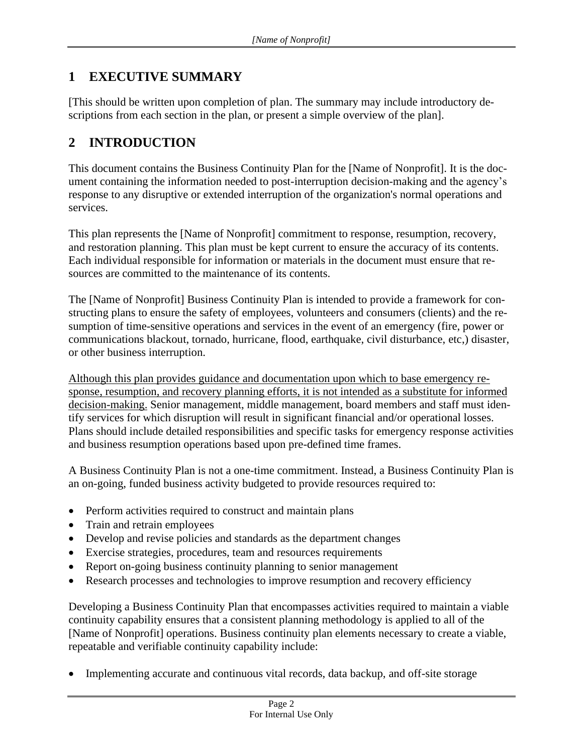# 1 EXECUTIVE SUMMARY

[This should be written upon completion of plan. The summary may include introductory descriptions from each section in the plan, or present a simple overview of the plan].

# 2 INTRODUCTION

This document contains the Business Continuity Plan for the [Name of Nonprofit]. It is the document containing the information needed to post-interruption decision-making and the agency's response to any disruptive or extended interruption of the organization's normal operations and services.

This plan represents the [Name of Nonprofit] commitment to response, resumption, recovery, and restoration planning. This plan must be kept current to ensure the accuracy of its contents. Each individual responsible for information or materials in the document must ensure that resources are committed to the maintenance of its contents.

The [Name of Nonprofit] Business Continuity Plan is intended to provide a framework for constructing plans to ensure the safety of employees, volunteers and consumers (clients) and the resumption of time-sensitive operations and services in the event of an emergency (fire, power or communications blackout, tornado, hurricane, flood, earthquake, civil disturbance, etc,) disaster, or other business interruption.

<u>Although this plan provides guidance and documentation upon which to base emergency response, resumption, and recovery planning efforts, it is not intended as a substitute for informed decision-making.</u> Senior management, middle management, board members and staff must identify services for which disruption will result in significant financial and/or operational losses. Plans should include detailed responsibilities and specific tasks for emergency response activities and business resumption operations based upon pre-defined time frames.

A Business Continuity Plan is not a one-time commitment. Instead, a Business Continuity Plan is an on-going, funded business activity budgeted to provide resources required to:

- Perform activities required to construct and maintain plans
- Train and retrain employees
- Develop and revise policies and standards as the department changes
- Exercise strategies, procedures, team and resources requirements
- Report on-going business continuity planning to senior management
- Research processes and technologies to improve resumption and recovery efficiency

Developing a Business Continuity Plan that encompasses activities required to maintain a viable continuity capability ensures that a consistent planning methodology is applied to all of the [Name of Nonprofit] operations. Business continuity plan elements necessary to create a viable, repeatable and verifiable continuity capability include:

- Implementing accurate and continuous vital records, data backup, and off-site storage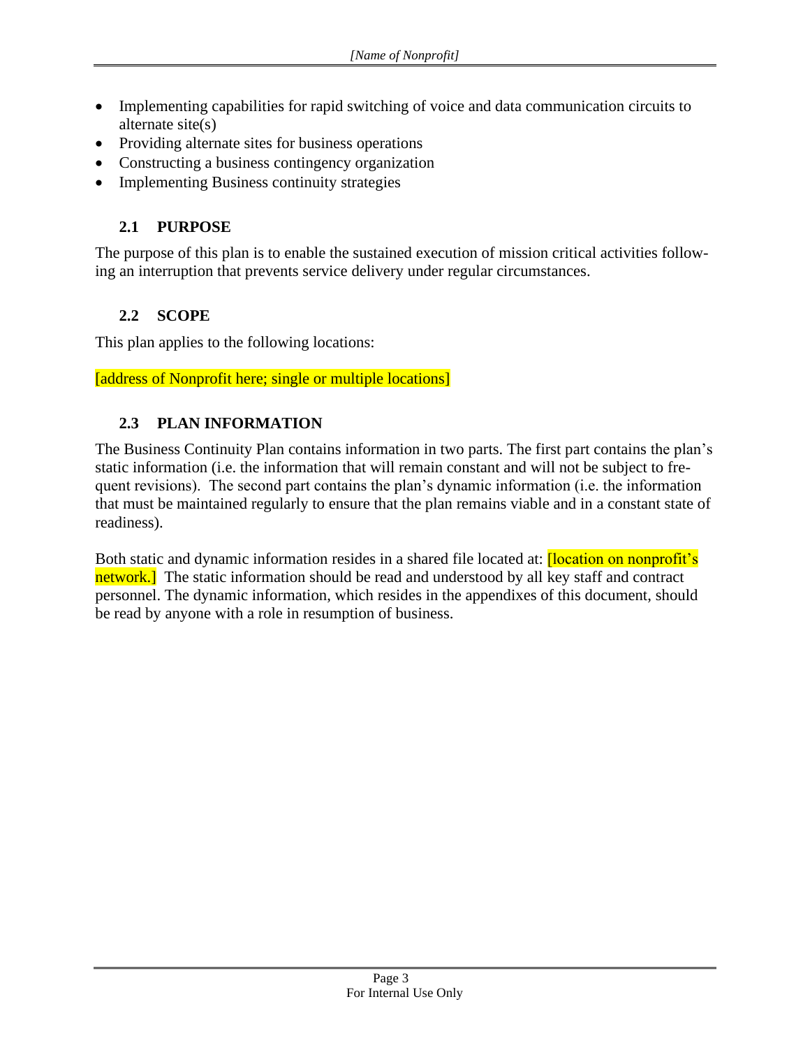- Implementing capabilities for rapid switching of voice and data communication circuits to alternate site(s)
- Providing alternate sites for business operations
- Constructing a business contingency organization
- Implementing Business continuity strategies

### 2.1 PURPOSE

The purpose of this plan is to enable the sustained execution of mission critical activities following an interruption that prevents service delivery under regular circumstances.

### 2.2 SCOPE

This plan applies to the following locations:

[address of Nonprofit here; single or multiple locations]

### 2.3 PLAN INFORMATION

The Business Continuity Plan contains information in two parts. The first part contains the plan's static information (i.e. the information that will remain constant and will not be subject to frequent revisions). The second part contains the plan's dynamic information (i.e. the information that must be maintained regularly to ensure that the plan remains viable and in a constant state of readiness).

Both static and dynamic information resides in a shared file located at: [location on nonprofit's network.] The static information should be read and understood by all key staff and contract personnel. The dynamic information, which resides in the appendixes of this document, should be read by anyone with a role in resumption of business.